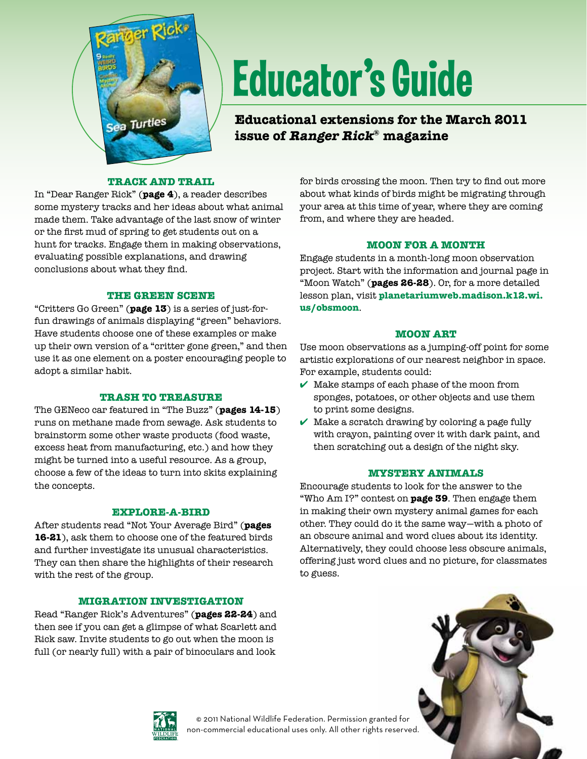# Educator's Guide

**Educational extensions for the March 2011 issue of *Ranger Rick*® magazine**

### TRACK AND TRAIL

In "Dear Ranger Rick" (**page 4**), a reader describes some mystery tracks and her ideas about what animal made them. Take advantage of the last snow of winter or the first mud of spring to get students out on a hunt for tracks. Engage them in making observations, evaluating possible explanations, and drawing conclusions about what they find.

### THE GREEN SCENE

"Critters Go Green" (**page 13**) is a series of just-for-fun drawings of animals displaying "green" behaviors. Have students choose one of these examples or make up their own version of a "critter gone green," and then use it as one element on a poster encouraging people to adopt a similar habit.

### TRASH TO TREASURE

The GENeco car featured in "The Buzz" (**pages 14-15**) runs on methane made from sewage. Ask students to brainstorm some other waste products (food waste, excess heat from manufacturing, etc.) and how they might be turned into a useful resource. As a group, choose a few of the ideas to turn into skits explaining the concepts.

### EXPLORE-A-BIRD

After students read "Not Your Average Bird" (**pages 16-21**), ask them to choose one of the featured birds and further investigate its unusual characteristics. They can then share the highlights of their research with the rest of the group.

### MIGRATION INVESTIGATION

Read "Ranger Rick's Adventures" (**pages 22-24**) and then see if you can get a glimpse of what Scarlett and Rick saw. Invite students to go out when the moon is full (or nearly full) with a pair of binoculars and look for birds crossing the moon. Then try to find out more about what kinds of birds might be migrating through your area at this time of year, where they are coming from, and where they are headed.

### MOON FOR A MONTH

Engage students in a month-long moon observation project. Start with the information and journal page in "Moon Watch" (**pages 26-28**). Or, for a more detailed lesson plan, visit **planetariumweb.madison.k12.wi.us/obsmoon**.

### MOON ART

Use moon observations as a jumping-off point for some artistic explorations of our nearest neighbor in space. For example, students could:

- ✔ Make stamps of each phase of the moon from sponges, potatoes, or other objects and use them to print some designs.
- ✔ Make a scratch drawing by coloring a page fully with crayon, painting over it with dark paint, and then scratching out a design of the night sky.

### MYSTERY ANIMALS

Encourage students to look for the answer to the "Who Am I?" contest on **page 39**. Then engage them in making their own mystery animal games for each other. They could do it the same way—with a photo of an obscure animal and word clues about its identity. Alternatively, they could choose less obscure animals, offering just word clues and no picture, for classmates to guess.

© 2011 National Wildlife Federation. Permission granted for non-commercial educational uses only. All other rights reserved.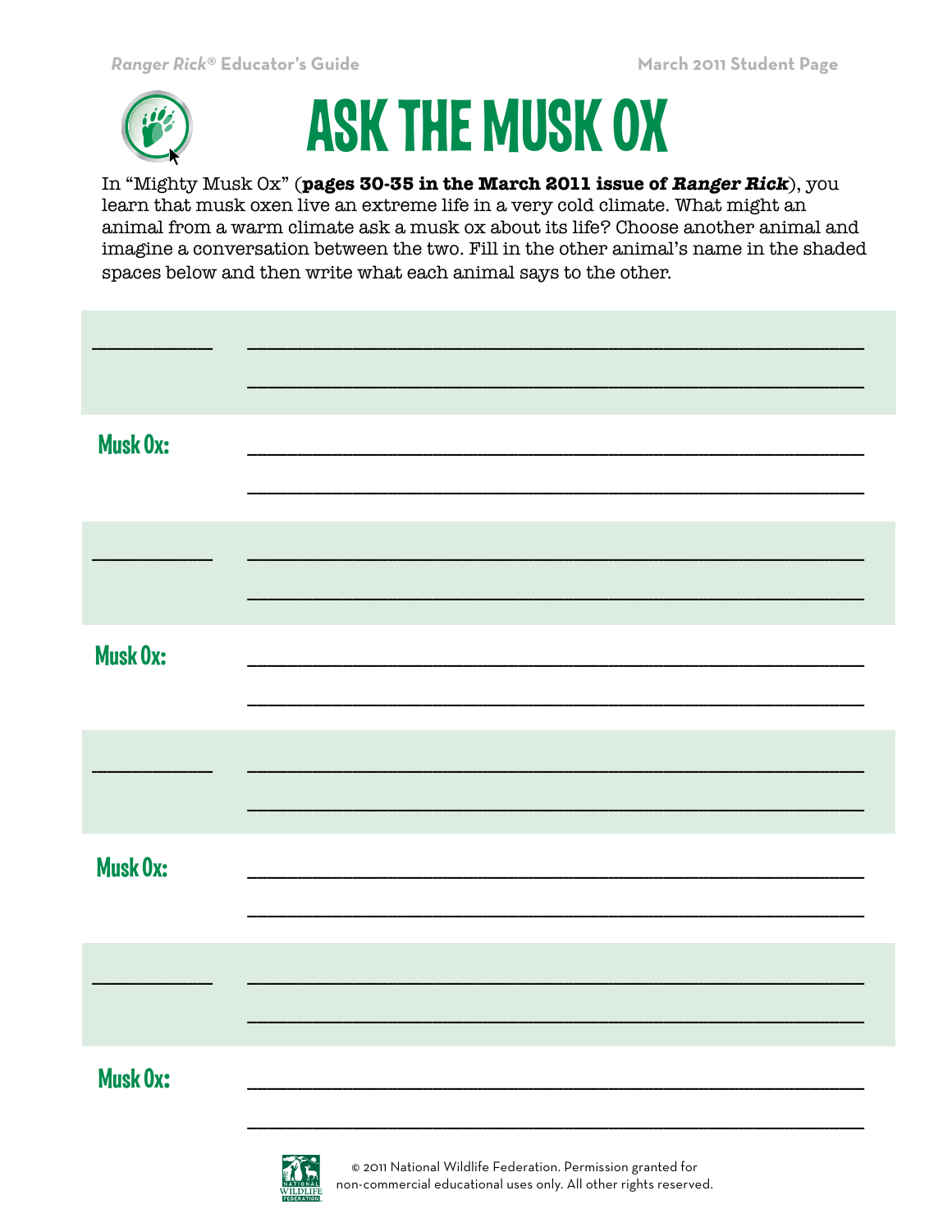// Ask the Musk Ox worksheet: left column holds the speaker label (blank for the other animal), right column holds two blank writing lines per turn.

# ASK THE MUSK OX

In "Mighty Musk Ox" (**pages 30-35 in the March 2011 issue of *Ranger Rick***), you learn that musk oxen live an extreme life in a very cold climate. What might an animal from a warm climate ask a musk ox about its life? Choose another animal and imagine a conversation between the two. Fill in the other animal's name in the shaded spaces below and then write what each animal says to the other.

___________ ______________________________________________________

______________________________________________________

**Musk Ox:** ______________________________________________________

______________________________________________________

___________ ______________________________________________________

______________________________________________________

**Musk Ox:** ______________________________________________________

______________________________________________________

___________ ______________________________________________________

______________________________________________________

**Musk Ox:** ______________________________________________________

______________________________________________________

___________ ______________________________________________________

______________________________________________________

**Musk Ox:** ______________________________________________________

______________________________________________________

© 2011 National Wildlife Federation. Permission granted for non-commercial educational uses only. All other rights reserved.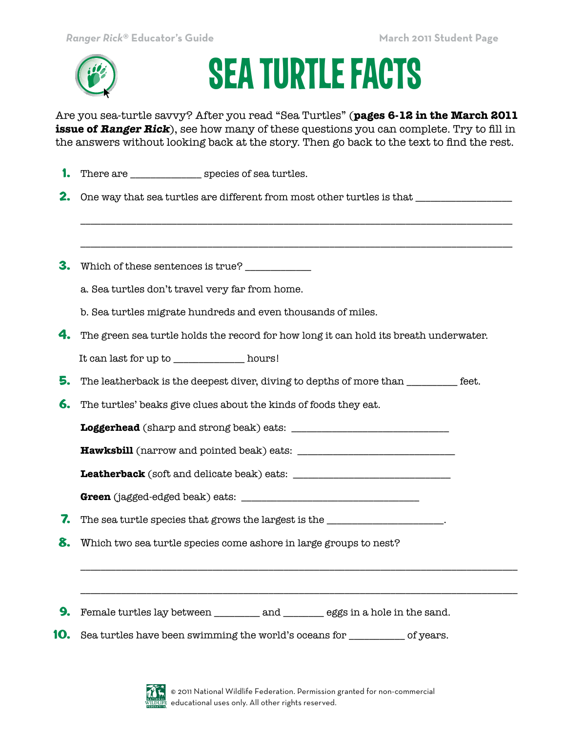# SEA TURTLE FACTS

Are you sea-turtle savvy? After you read "Sea Turtles" (**pages 6-12 in the March 2011 issue of *Ranger Rick***), see how many of these questions you can complete. Try to fill in the answers without looking back at the story. Then go back to the text to find the rest.

1. There are _____________ species of sea turtles.

2. One way that sea turtles are different from most other turtles is that _________________

   ___________________________________________________________________________

   ___________________________________________________________________________

3. Which of these sentences is true? ___________

   a. Sea turtles don't travel very far from home.

   b. Sea turtles migrate hundreds and even thousands of miles.

4. The green sea turtle holds the record for how long it can hold its breath underwater.

   It can last for up to _____________ hours!

5. The leatherback is the deepest diver, diving to depths of more than _________ feet.

6. The turtles' beaks give clues about the kinds of foods they eat.

   **Loggerhead** (sharp and strong beak) eats: _____________________________

   **Hawksbill** (narrow and pointed beak) eats: _____________________________

   **Leatherback** (soft and delicate beak) eats: _____________________________

   **Green** (jagged-edged beak) eats: _________________________________

7. The sea turtle species that grows the largest is the _____________________.

8. Which two sea turtle species come ashore in large groups to nest?

   ___________________________________________________________________________

   ___________________________________________________________________________

9. Female turtles lay between ________ and _______ eggs in a hole in the sand.

10. Sea turtles have been swimming the world's oceans for __________ of years.

© 2011 National Wildlife Federation. Permission granted for non-commercial educational uses only. All other rights reserved.